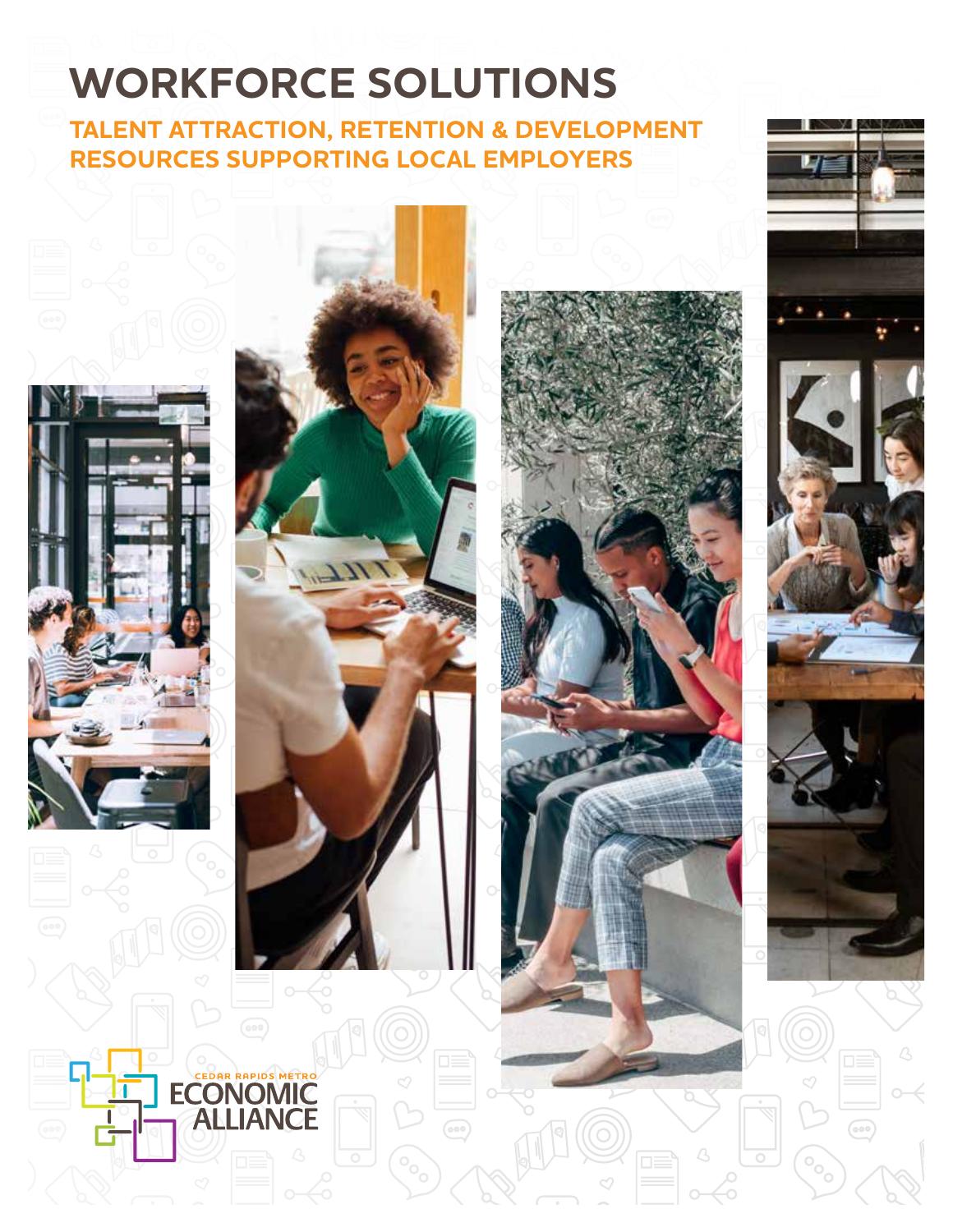# WORKFORCE SOLUTIONS

## TALENT ATTRACTION, RETENTION & DEVELOPMENT RESOURCES SUPPORTING LOCAL EMPLOYERS

CEDAR RAPIDS METRO ECONOMIC ALLIANCE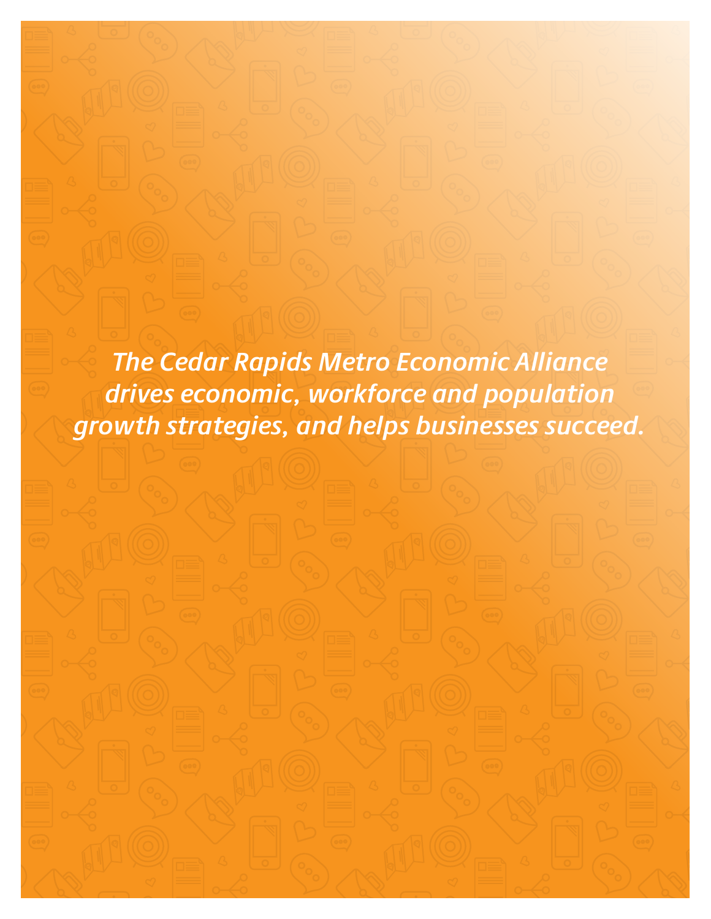*The Cedar Rapids Metro Economic Alliance drives economic, workforce and population growth strategies, and helps businesses succeed.*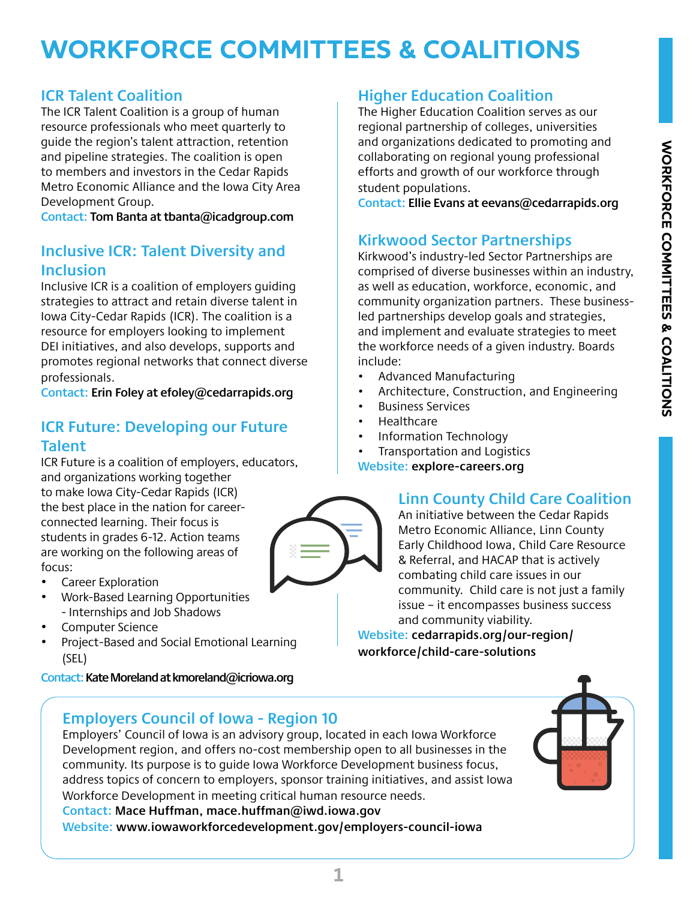# WORKFORCE COMMITTEES & COALITIONS

## ICR Talent Coalition

The ICR Talent Coalition is a group of human resource professionals who meet quarterly to guide the region's talent attraction, retention and pipeline strategies. The coalition is open to members and investors in the Cedar Rapids Metro Economic Alliance and the Iowa City Area Development Group.

Contact: **Tom Banta at tbanta@icadgroup.com**

## Inclusive ICR: Talent Diversity and Inclusion

Inclusive ICR is a coalition of employers guiding strategies to attract and retain diverse talent in Iowa City-Cedar Rapids (ICR). The coalition is a resource for employers looking to implement DEI initiatives, and also develops, supports and promotes regional networks that connect diverse professionals.

Contact: **Erin Foley at efoley@cedarrapids.org**

## ICR Future: Developing our Future Talent

ICR Future is a coalition of employers, educators, and organizations working together to make Iowa City-Cedar Rapids (ICR) the best place in the nation for career-connected learning. Their focus is students in grades 6-12. Action teams are working on the following areas of focus:

- Career Exploration
- Work-Based Learning Opportunities - Internships and Job Shadows
- Computer Science
- Project-Based and Social Emotional Learning (SEL)

Contact: **Kate Moreland at kmoreland@icriowa.org**

## Higher Education Coalition

The Higher Education Coalition serves as our regional partnership of colleges, universities and organizations dedicated to promoting and collaborating on regional young professional efforts and growth of our workforce through student populations.

Contact: **Ellie Evans at eevans@cedarrapids.org**

## Kirkwood Sector Partnerships

Kirkwood's industry-led Sector Partnerships are comprised of diverse businesses within an industry, as well as education, workforce, economic, and community organization partners. These business-led partnerships develop goals and strategies, and implement and evaluate strategies to meet the workforce needs of a given industry. Boards include:

- Advanced Manufacturing
- Architecture, Construction, and Engineering
- Business Services
- Healthcare
- Information Technology
- Transportation and Logistics

Website: **explore-careers.org**

## Linn County Child Care Coalition

An initiative between the Cedar Rapids Metro Economic Alliance, Linn County Early Childhood Iowa, Child Care Resource & Referral, and HACAP that is actively combating child care issues in our community. Child care is not just a family issue – it encompasses business success and community viability.

Website: **cedarrapids.org/our-region/workforce/child-care-solutions**

## Employers Council of Iowa - Region 10

Employers' Council of Iowa is an advisory group, located in each Iowa Workforce Development region, and offers no-cost membership open to all businesses in the community. Its purpose is to guide Iowa Workforce Development business focus, address topics of concern to employers, sponsor training initiatives, and assist Iowa Workforce Development in meeting critical human resource needs.

Contact: **Mace Huffman, mace.huffman@iwd.iowa.gov**

Website: **www.iowaworkforcedevelopment.gov/employers-council-iowa**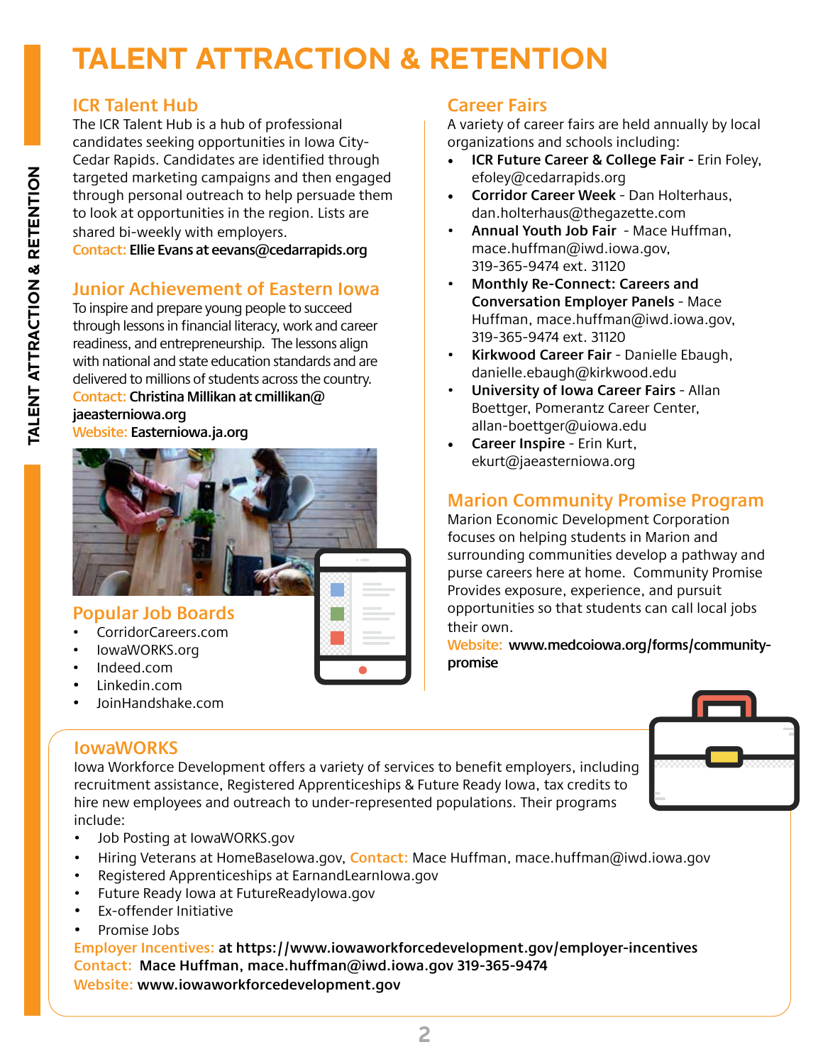# TALENT ATTRACTION & RETENTION

## ICR Talent Hub

The ICR Talent Hub is a hub of professional candidates seeking opportunities in Iowa City-Cedar Rapids. Candidates are identified through targeted marketing campaigns and then engaged through personal outreach to help persuade them to look at opportunities in the region. Lists are shared bi-weekly with employers.

Contact: **Ellie Evans at eevans@cedarrapids.org**

## Junior Achievement of Eastern Iowa

To inspire and prepare young people to succeed through lessons in financial literacy, work and career readiness, and entrepreneurship. The lessons align with national and state education standards and are delivered to millions of students across the country.

Contact: **Christina Millikan at cmillikan@jaeasterniowa.org**

Website: **Easterniowa.ja.org**

## Popular Job Boards

- CorridorCareers.com
- IowaWORKS.org
- Indeed.com
- Linkedin.com
- JoinHandshake.com

## Career Fairs

A variety of career fairs are held annually by local organizations and schools including:

- **ICR Future Career & College Fair -** Erin Foley, efoley@cedarrapids.org
- **Corridor Career Week** - Dan Holterhaus, dan.holterhaus@thegazette.com
- **Annual Youth Job Fair** - Mace Huffman, mace.huffman@iwd.iowa.gov, 319-365-9474 ext. 31120
- **Monthly Re-Connect: Careers and Conversation Employer Panels** - Mace Huffman, mace.huffman@iwd.iowa.gov, 319-365-9474 ext. 31120
- **Kirkwood Career Fair** - Danielle Ebaugh, danielle.ebaugh@kirkwood.edu
- **University of Iowa Career Fairs** - Allan Boettger, Pomerantz Career Center, allan-boettger@uiowa.edu
- **Career Inspire** - Erin Kurt, ekurt@jaeasterniowa.org

## Marion Community Promise Program

Marion Economic Development Corporation focuses on helping students in Marion and surrounding communities develop a pathway and purse careers here at home. Community Promise Provides exposure, experience, and pursuit opportunities so that students can call local jobs their own.

Website: **www.medcoiowa.org/forms/community-promise**

## IowaWORKS

Iowa Workforce Development offers a variety of services to benefit employers, including recruitment assistance, Registered Apprenticeships & Future Ready Iowa, tax credits to hire new employees and outreach to under-represented populations. Their programs include:

- Job Posting at IowaWORKS.gov
- Hiring Veterans at HomeBaseIowa.gov, Contact: Mace Huffman, mace.huffman@iwd.iowa.gov
- Registered Apprenticeships at EarnandLearnIowa.gov
- Future Ready Iowa at FutureReadyIowa.gov
- Ex-offender Initiative
- Promise Jobs

Employer Incentives: **at https://www.iowaworkforcedevelopment.gov/employer-incentives**

Contact: **Mace Huffman, mace.huffman@iwd.iowa.gov 319-365-9474**

Website: **www.iowaworkforcedevelopment.gov**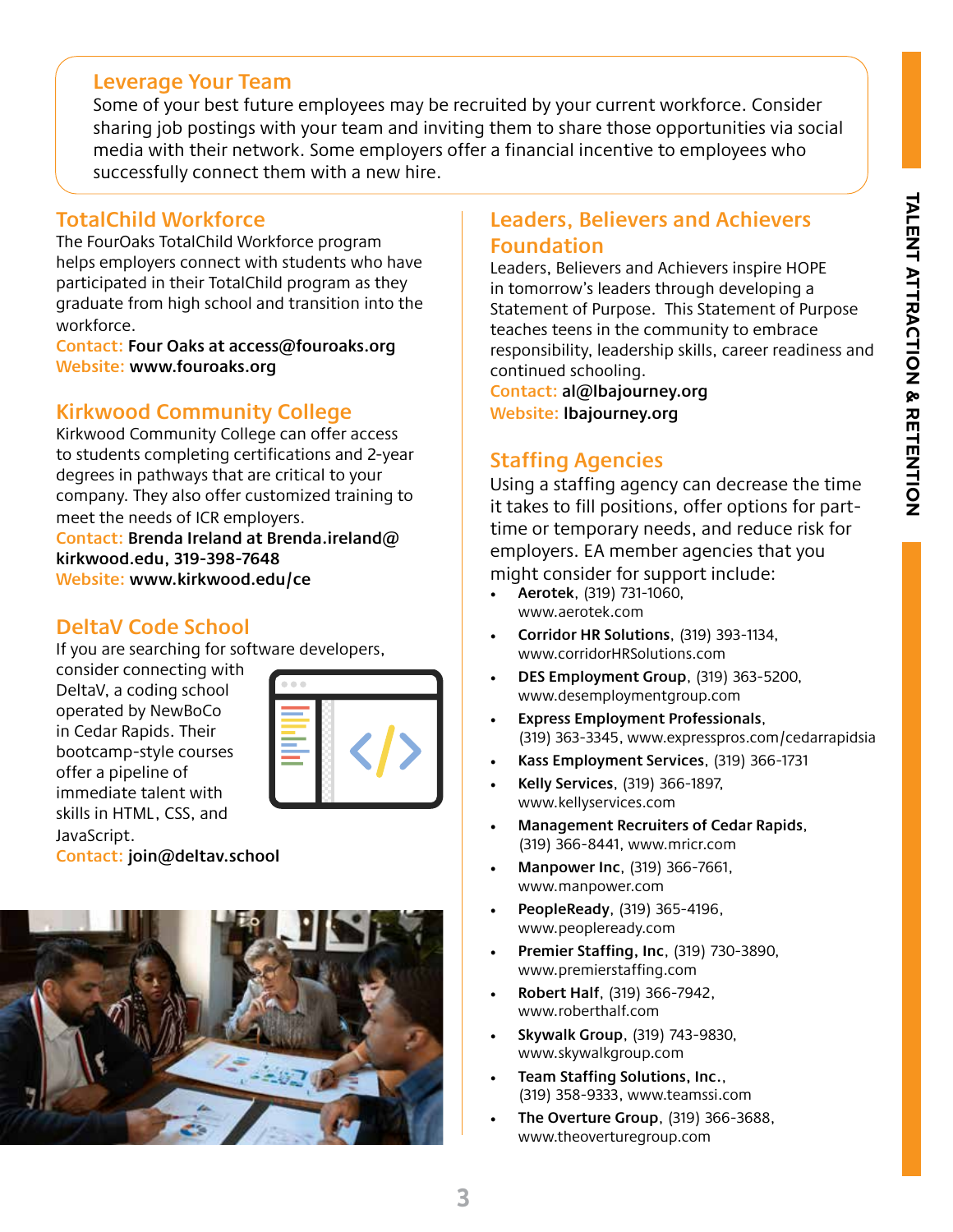## Leverage Your Team

Some of your best future employees may be recruited by your current workforce. Consider sharing job postings with your team and inviting them to share those opportunities via social media with their network. Some employers offer a financial incentive to employees who successfully connect them with a new hire.

## TotalChild Workforce

The FourOaks TotalChild Workforce program helps employers connect with students who have participated in their TotalChild program as they graduate from high school and transition into the workforce.

Contact: **Four Oaks at access@fouroaks.org**
Website: **www.fouroaks.org**

## Kirkwood Community College

Kirkwood Community College can offer access to students completing certifications and 2-year degrees in pathways that are critical to your company. They also offer customized training to meet the needs of ICR employers.

Contact: **Brenda Ireland at Brenda.ireland@kirkwood.edu, 319-398-7648**
Website: **www.kirkwood.edu/ce**

## DeltaV Code School

If you are searching for software developers, consider connecting with DeltaV, a coding school operated by NewBoCo in Cedar Rapids. Their bootcamp-style courses offer a pipeline of immediate talent with skills in HTML, CSS, and JavaScript.

Contact: **join@deltav.school**

## Leaders, Believers and Achievers Foundation

Leaders, Believers and Achievers inspire HOPE in tomorrow's leaders through developing a Statement of Purpose. This Statement of Purpose teaches teens in the community to embrace responsibility, leadership skills, career readiness and continued schooling.

Contact: **al@lbajourney.org**
Website: **lbajourney.org**

## Staffing Agencies

Using a staffing agency can decrease the time it takes to fill positions, offer options for part-time or temporary needs, and reduce risk for employers. EA member agencies that you might consider for support include:

- **Aerotek**, (319) 731-1060, www.aerotek.com
- **Corridor HR Solutions**, (319) 393-1134, www.corridorHRSolutions.com
- **DES Employment Group**, (319) 363-5200, www.desemploymentgroup.com
- **Express Employment Professionals**, (319) 363-3345, www.expresspros.com/cedarrapidsia
- **Kass Employment Services**, (319) 366-1731
- **Kelly Services**, (319) 366-1897, www.kellyservices.com
- **Management Recruiters of Cedar Rapids**, (319) 366-8441, www.mricr.com
- **Manpower Inc**, (319) 366-7661, www.manpower.com
- **PeopleReady**, (319) 365-4196, www.peopleready.com
- **Premier Staffing, Inc**, (319) 730-3890, www.premierstaffing.com
- **Robert Half**, (319) 366-7942, www.roberthalf.com
- **Skywalk Group**, (319) 743-9830, www.skywalkgroup.com
- **Team Staffing Solutions, Inc.**, (319) 358-9333, www.teamssi.com
- **The Overture Group**, (319) 366-3688, www.theoverturegroup.com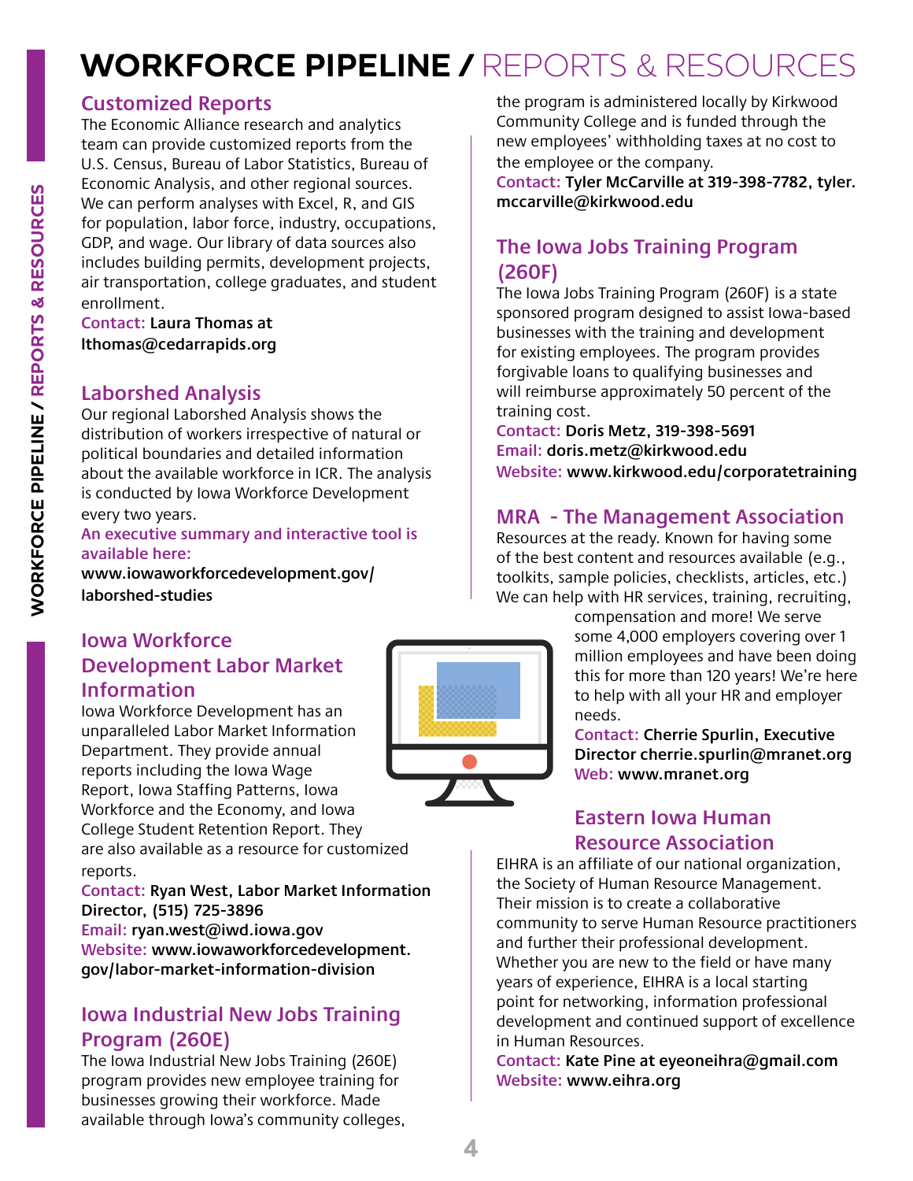# WORKFORCE PIPELINE / REPORTS & RESOURCES

## Customized Reports

The Economic Alliance research and analytics team can provide customized reports from the U.S. Census, Bureau of Labor Statistics, Bureau of Economic Analysis, and other regional sources. We can perform analyses with Excel, R, and GIS for population, labor force, industry, occupations, GDP, and wage. Our library of data sources also includes building permits, development projects, air transportation, college graduates, and student enrollment.

**Contact:** **Laura Thomas at lthomas@cedarrapids.org**

## Laborshed Analysis

Our regional Laborshed Analysis shows the distribution of workers irrespective of natural or political boundaries and detailed information about the available workforce in ICR. The analysis is conducted by Iowa Workforce Development every two years.

**An executive summary and interactive tool is available here:**

**www.iowaworkforcedevelopment.gov/laborshed-studies**

## Iowa Workforce Development Labor Market Information

Iowa Workforce Development has an unparalleled Labor Market Information Department. They provide annual reports including the Iowa Wage Report, Iowa Staffing Patterns, Iowa Workforce and the Economy, and Iowa College Student Retention Report. They are also available as a resource for customized reports.

**Contact:** **Ryan West, Labor Market Information Director, (515) 725-3896**
**Email:** **ryan.west@iwd.iowa.gov**
**Website:** **www.iowaworkforcedevelopment.gov/labor-market-information-division**

## Iowa Industrial New Jobs Training Program (260E)

The Iowa Industrial New Jobs Training (260E) program provides new employee training for businesses growing their workforce. Made available through Iowa's community colleges, the program is administered locally by Kirkwood Community College and is funded through the new employees' withholding taxes at no cost to the employee or the company.

**Contact:** **Tyler McCarville at 319-398-7782, tyler.mccarville@kirkwood.edu**

## The Iowa Jobs Training Program (260F)

The Iowa Jobs Training Program (260F) is a state sponsored program designed to assist Iowa-based businesses with the training and development for existing employees. The program provides forgivable loans to qualifying businesses and will reimburse approximately 50 percent of the training cost.

**Contact:** **Doris Metz, 319-398-5691**
**Email:** **doris.metz@kirkwood.edu**
**Website:** **www.kirkwood.edu/corporatetraining**

## MRA - The Management Association

Resources at the ready. Known for having some of the best content and resources available (e.g., toolkits, sample policies, checklists, articles, etc.) We can help with HR services, training, recruiting, compensation and more! We serve some 4,000 employers covering over 1 million employees and have been doing this for more than 120 years! We're here to help with all your HR and employer needs.

**Contact:** **Cherrie Spurlin, Executive Director cherrie.spurlin@mranet.org**
**Web:** **www.mranet.org**

## Eastern Iowa Human Resource Association

EIHRA is an affiliate of our national organization, the Society of Human Resource Management. Their mission is to create a collaborative community to serve Human Resource practitioners and further their professional development. Whether you are new to the field or have many years of experience, EIHRA is a local starting point for networking, information professional development and continued support of excellence in Human Resources.

**Contact:** **Kate Pine at eyeoneihra@gmail.com**
**Website:** **www.eihra.org**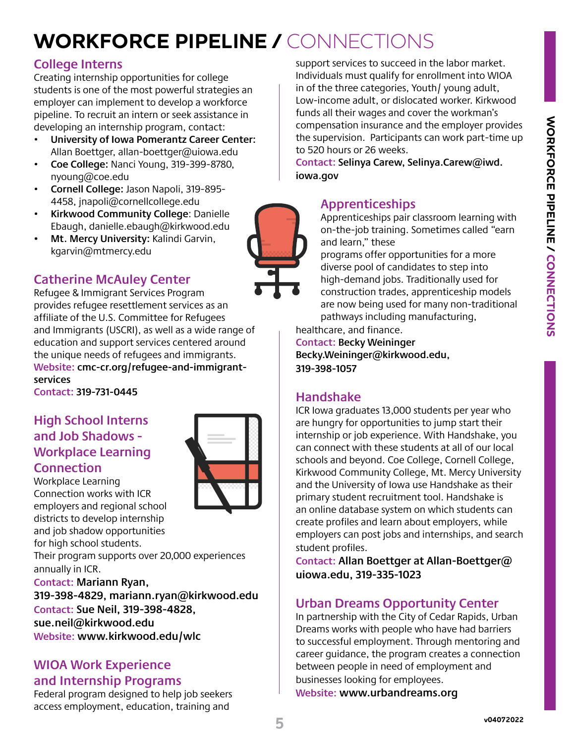# WORKFORCE PIPELINE / CONNECTIONS

## College Interns

Creating internship opportunities for college students is one of the most powerful strategies an employer can implement to develop a workforce pipeline. To recruit an intern or seek assistance in developing an internship program, contact:

- **University of Iowa Pomerantz Career Center:** Allan Boettger, allan-boettger@uiowa.edu
- **Coe College:** Nanci Young, 319-399-8780, nyoung@coe.edu
- **Cornell College:** Jason Napoli, 319-895-4458, jnapoli@cornellcollege.edu
- **Kirkwood Community College**: Danielle Ebaugh, danielle.ebaugh@kirkwood.edu
- **Mt. Mercy University:** Kalindi Garvin, kgarvin@mtmercy.edu

## Catherine McAuley Center

Refugee & Immigrant Services Program provides refugee resettlement services as an affiliate of the U.S. Committee for Refugees and Immigrants (USCRI), as well as a wide range of education and support services centered around the unique needs of refugees and immigrants.

Website: **cmc-cr.org/refugee-and-immigrant-services**

Contact: **319-731-0445**

## High School Interns and Job Shadows - Workplace Learning Connection

Workplace Learning Connection works with ICR employers and regional school districts to develop internship and job shadow opportunities for high school students.

Their program supports over 20,000 experiences annually in ICR.

Contact: **Mariann Ryan, 319-398-4829, mariann.ryan@kirkwood.edu**

Contact: **Sue Neil, 319-398-4828, sue.neil@kirkwood.edu**

Website: **www.kirkwood.edu/wlc**

## WIOA Work Experience and Internship Programs

Federal program designed to help job seekers access employment, education, training and support services to succeed in the labor market. Individuals must qualify for enrollment into WIOA in of the three categories, Youth/ young adult, Low-income adult, or dislocated worker. Kirkwood funds all their wages and cover the workman's compensation insurance and the employer provides the supervision. Participants can work part-time up to 520 hours or 26 weeks.

Contact: **Selinya Carew, Selinya.Carew@iwd.iowa.gov**

## Apprenticeships

Apprenticeships pair classroom learning with on-the-job training. Sometimes called "earn and learn," these programs offer opportunities for a more diverse pool of candidates to step into high-demand jobs. Traditionally used for construction trades, apprenticeship models are now being used for many non-traditional pathways including manufacturing, healthcare, and finance.

Contact: **Becky Weininger Becky.Weininger@kirkwood.edu, 319-398-1057**

## Handshake

ICR Iowa graduates 13,000 students per year who are hungry for opportunities to jump start their internship or job experience. With Handshake, you can connect with these students at all of our local schools and beyond. Coe College, Cornell College, Kirkwood Community College, Mt. Mercy University and the University of Iowa use Handshake as their primary student recruitment tool. Handshake is an online database system on which students can create profiles and learn about employers, while employers can post jobs and internships, and search student profiles.

Contact: **Allan Boettger at Allan-Boettger@uiowa.edu, 319-335-1023**

## Urban Dreams Opportunity Center

In partnership with the City of Cedar Rapids, Urban Dreams works with people who have had barriers to successful employment. Through mentoring and career guidance, the program creates a connection between people in need of employment and businesses looking for employees.

Website: **www.urbandreams.org**

v04072022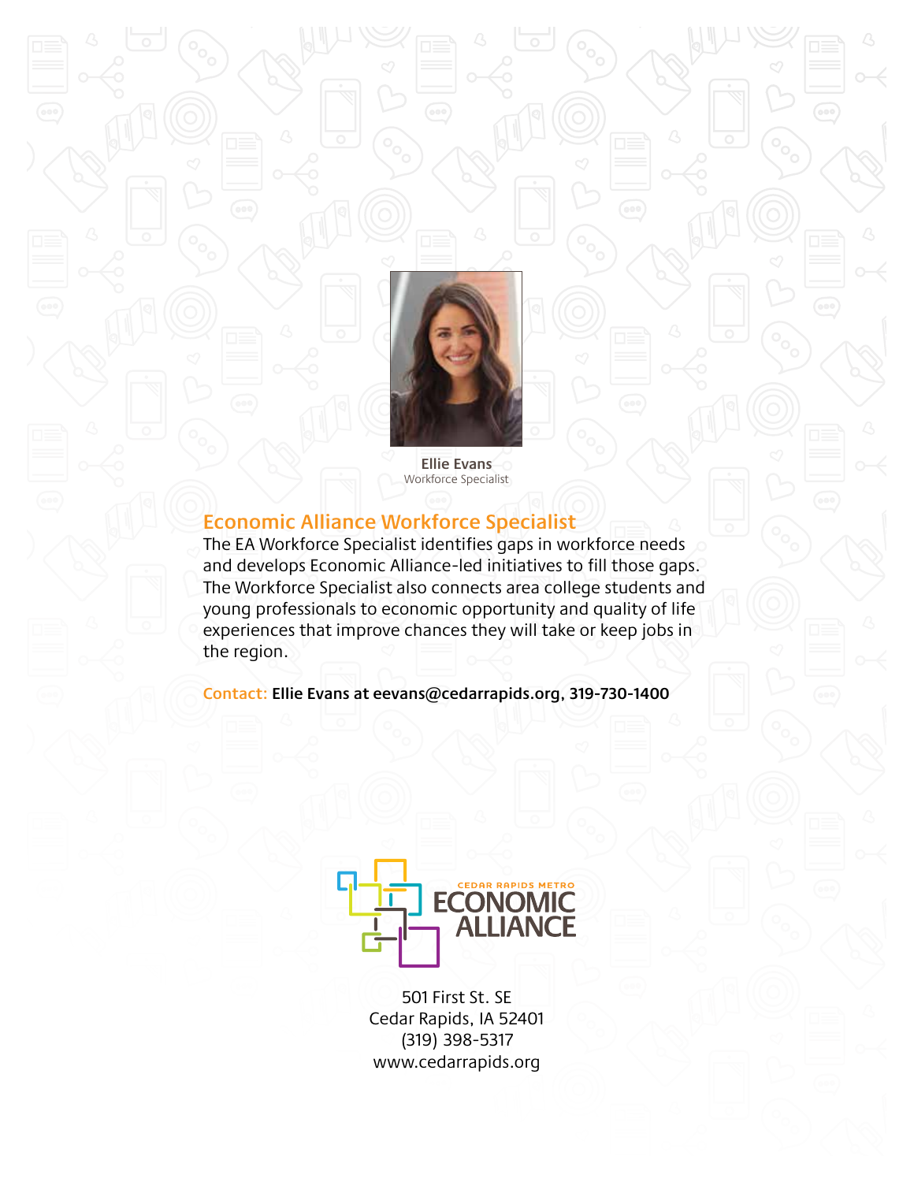**Ellie Evans**
Workforce Specialist

## Economic Alliance Workforce Specialist

The EA Workforce Specialist identifies gaps in workforce needs and develops Economic Alliance-led initiatives to fill those gaps. The Workforce Specialist also connects area college students and young professionals to economic opportunity and quality of life experiences that improve chances they will take or keep jobs in the region.

Contact: **Ellie Evans at eevans@cedarrapids.org, 319-730-1400**

CEDAR RAPIDS METRO
ECONOMIC
ALLIANCE

501 First St. SE
Cedar Rapids, IA 52401
(319) 398-5317
www.cedarrapids.org